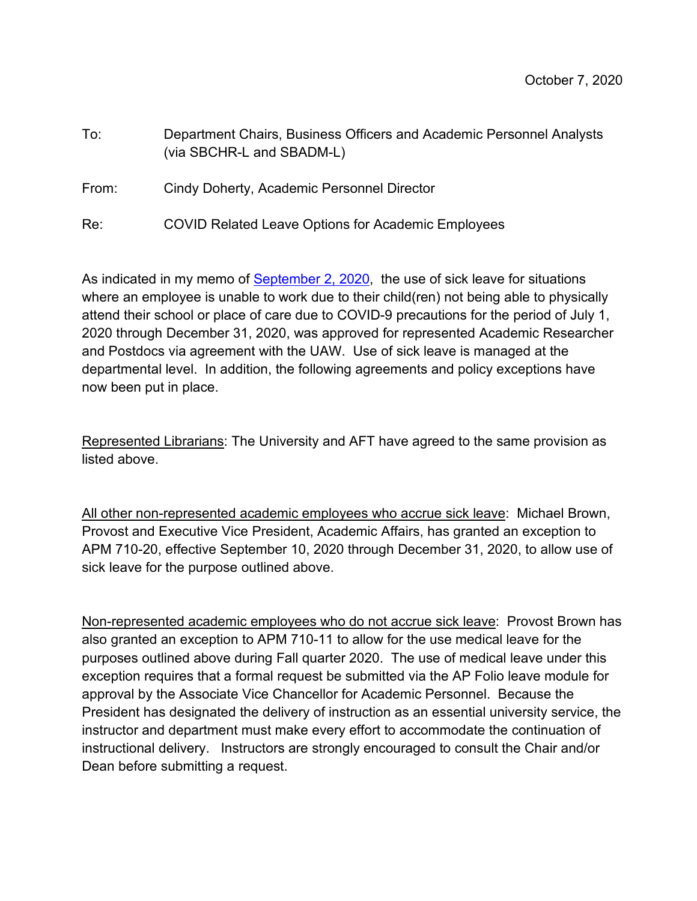October 7, 2020

To: Department Chairs, Business Officers and Academic Personnel Analysts (via SBCHR-L and SBADM-L)

From: Cindy Doherty, Academic Personnel Director

Re: COVID Related Leave Options for Academic Employees

As indicated in my memo of [September 2, 2020](), the use of sick leave for situations where an employee is unable to work due to their child(ren) not being able to physically attend their school or place of care due to COVID-9 precautions for the period of July 1, 2020 through December 31, 2020, was approved for represented Academic Researcher and Postdocs via agreement with the UAW. Use of sick leave is managed at the departmental level. In addition, the following agreements and policy exceptions have now been put in place.

<u>Represented Librarians</u>: The University and AFT have agreed to the same provision as listed above.

<u>All other non-represented academic employees who accrue sick leave</u>: Michael Brown, Provost and Executive Vice President, Academic Affairs, has granted an exception to APM 710-20, effective September 10, 2020 through December 31, 2020, to allow use of sick leave for the purpose outlined above.

<u>Non-represented academic employees who do not accrue sick leave</u>: Provost Brown has also granted an exception to APM 710-11 to allow for the use medical leave for the purposes outlined above during Fall quarter 2020. The use of medical leave under this exception requires that a formal request be submitted via the AP Folio leave module for approval by the Associate Vice Chancellor for Academic Personnel. Because the President has designated the delivery of instruction as an essential university service, the instructor and department must make every effort to accommodate the continuation of instructional delivery. Instructors are strongly encouraged to consult the Chair and/or Dean before submitting a request.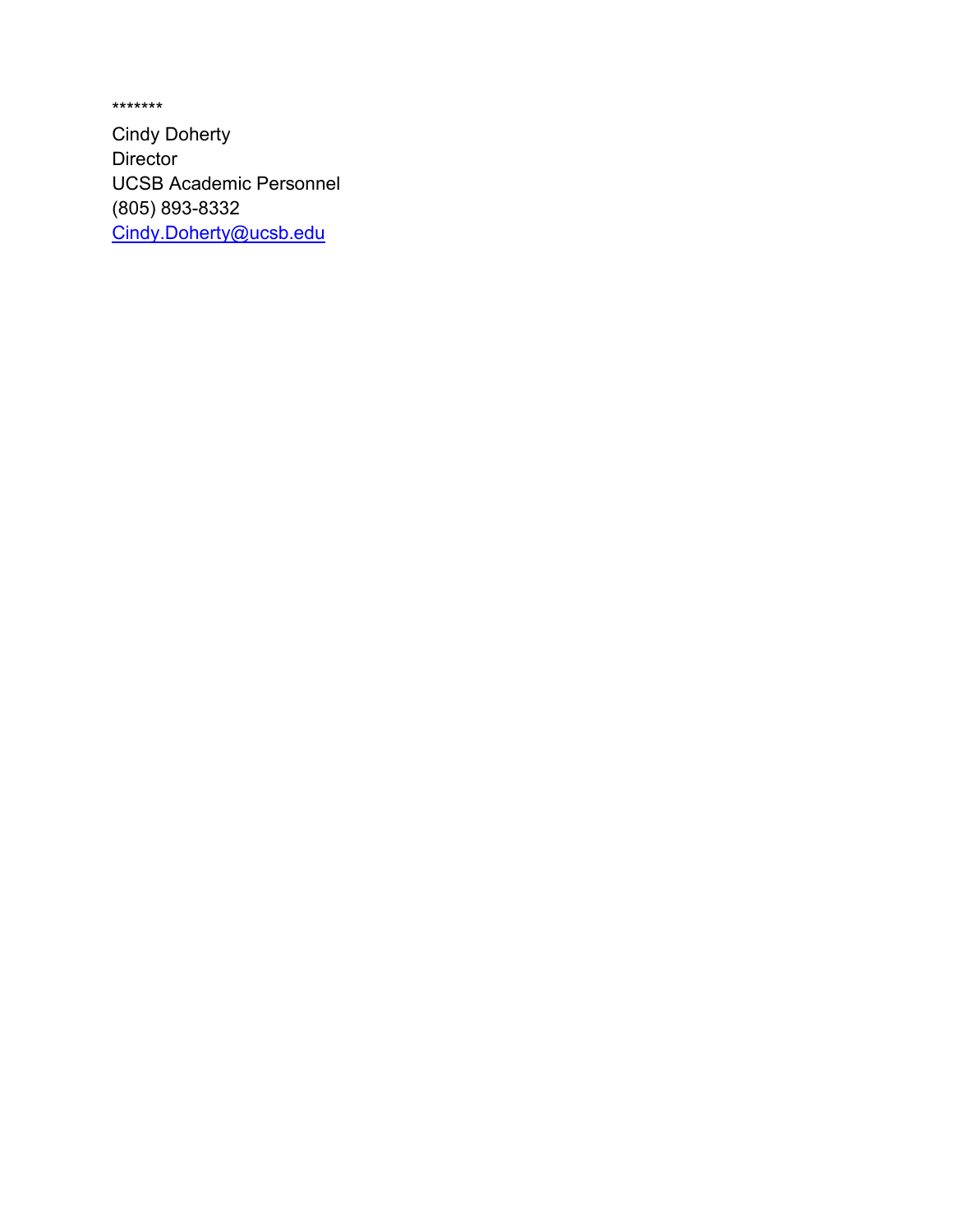*******

Cindy Doherty
Director
UCSB Academic Personnel
(805) 893-8332
Cindy.Doherty@ucsb.edu